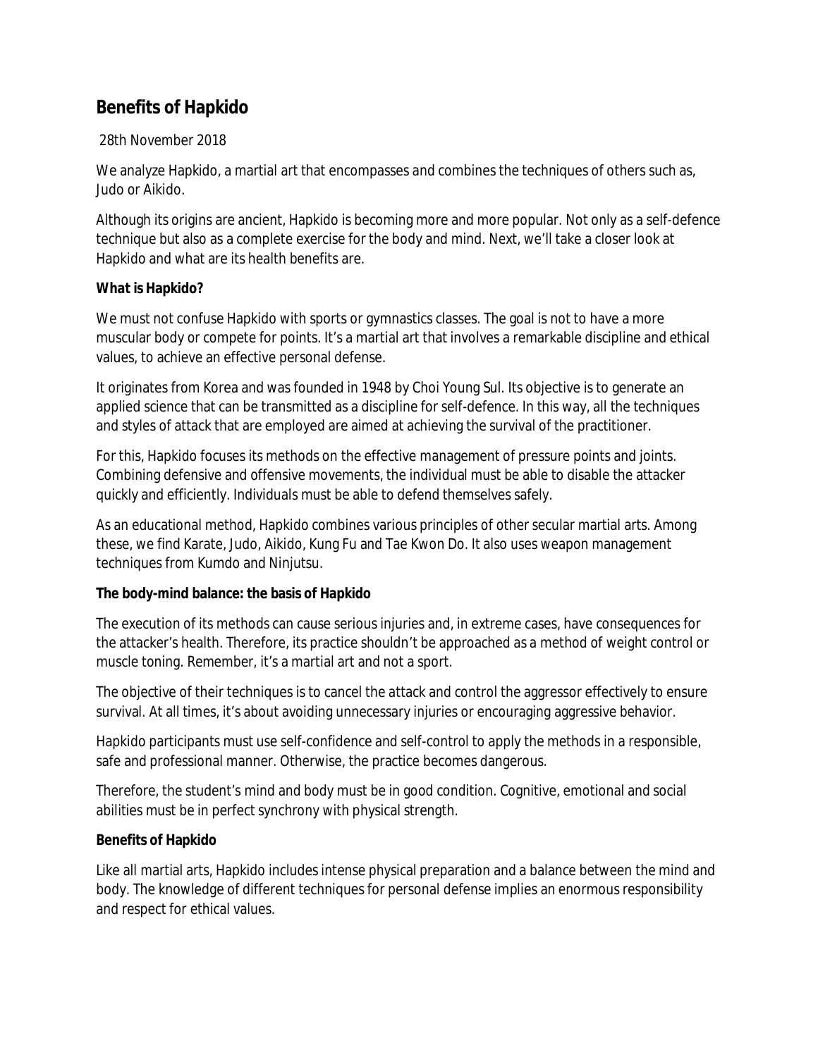# Benefits of Hapkido

28th November 2018

We analyze Hapkido, a martial art that encompasses and combines the techniques of others such as, Judo or Aikido.

Although its origins are ancient, Hapkido is becoming more and more popular. Not only as a self-defence technique but also as a complete exercise for the body and mind. Next, we'll take a closer look at Hapkido and what are its health benefits are.

## What is Hapkido?

We must not confuse Hapkido with sports or gymnastics classes. The goal is not to have a more muscular body or compete for points. It's a martial art that involves a remarkable discipline and ethical values, to achieve an effective personal defense.

It originates from Korea and was founded in 1948 by Choi Young Sul. Its objective is to generate an applied science that can be transmitted as a discipline for self-defence. In this way, all the techniques and styles of attack that are employed are aimed at achieving the survival of the practitioner.

For this, Hapkido focuses its methods on the effective management of pressure points and joints. Combining defensive and offensive movements, the individual must be able to disable the attacker quickly and efficiently. Individuals must be able to defend themselves safely.

As an educational method, Hapkido combines various principles of other secular martial arts. Among these, we find Karate, Judo, Aikido, Kung Fu and Tae Kwon Do. It also uses weapon management techniques from Kumdo and Ninjutsu.

## The body-mind balance: the basis of Hapkido

The execution of its methods can cause serious injuries and, in extreme cases, have consequences for the attacker's health. Therefore, its practice shouldn't be approached as a method of weight control or muscle toning. Remember, it's a martial art and not a sport.

The objective of their techniques is to cancel the attack and control the aggressor effectively to ensure survival. At all times, it's about avoiding unnecessary injuries or encouraging aggressive behavior.

Hapkido participants must use self-confidence and self-control to apply the methods in a responsible, safe and professional manner. Otherwise, the practice becomes dangerous.

Therefore, the student's mind and body must be in good condition. Cognitive, emotional and social abilities must be in perfect synchrony with physical strength.

## Benefits of Hapkido

Like all martial arts, Hapkido includes intense physical preparation and a balance between the mind and body. The knowledge of different techniques for personal defense implies an enormous responsibility and respect for ethical values.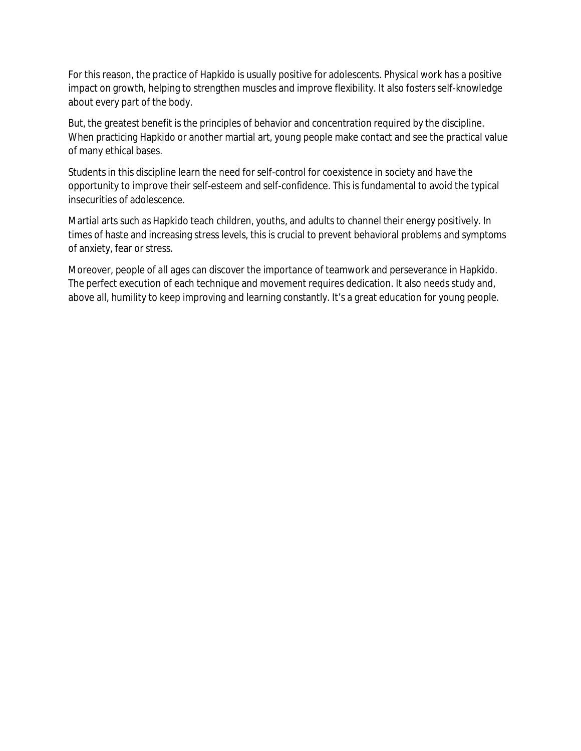For this reason, the practice of Hapkido is usually positive for adolescents. Physical work has a positive impact on growth, helping to strengthen muscles and improve flexibility. It also fosters self-knowledge about every part of the body.

But, the greatest benefit is the principles of behavior and concentration required by the discipline. When practicing Hapkido or another martial art, young people make contact and see the practical value of many ethical bases.

Students in this discipline learn the need for self-control for coexistence in society and have the opportunity to improve their self-esteem and self-confidence. This is fundamental to avoid the typical insecurities of adolescence.

Martial arts such as Hapkido teach children, youths, and adults to channel their energy positively. In times of haste and increasing stress levels, this is crucial to prevent behavioral problems and symptoms of anxiety, fear or stress.

Moreover, people of all ages can discover the importance of teamwork and perseverance in Hapkido. The perfect execution of each technique and movement requires dedication. It also needs study and, above all, humility to keep improving and learning constantly. It's a great education for young people.